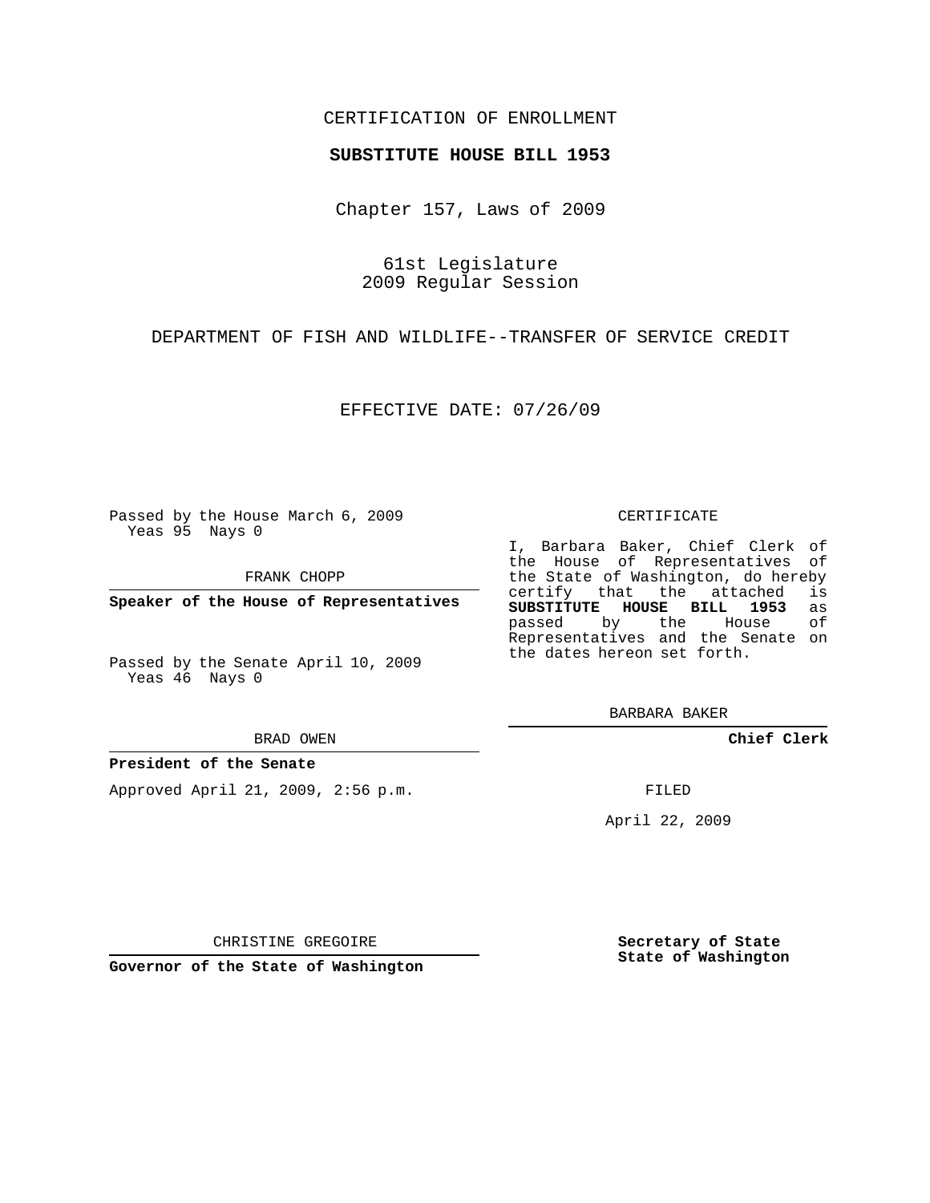CERTIFICATION OF ENROLLMENT

**SUBSTITUTE HOUSE BILL 1953**

Chapter 157, Laws of 2009

61st Legislature
2009 Regular Session

DEPARTMENT OF FISH AND WILDLIFE--TRANSFER OF SERVICE CREDIT

EFFECTIVE DATE: 07/26/09

Passed by the House March 6, 2009
Yeas 95 Nays 0

FRANK CHOPP

**Speaker of the House of Representatives**

Passed by the Senate April 10, 2009
Yeas 46 Nays 0

BRAD OWEN

**President of the Senate**

Approved April 21, 2009, 2:56 p.m.

CHRISTINE GREGOIRE

**Governor of the State of Washington**

CERTIFICATE

I, Barbara Baker, Chief Clerk of the House of Representatives of the State of Washington, do hereby certify that the attached is **SUBSTITUTE HOUSE BILL 1953** as passed by the House of Representatives and the Senate on the dates hereon set forth.

BARBARA BAKER

**Chief Clerk**

FILED

April 22, 2009

**Secretary of State**
**State of Washington**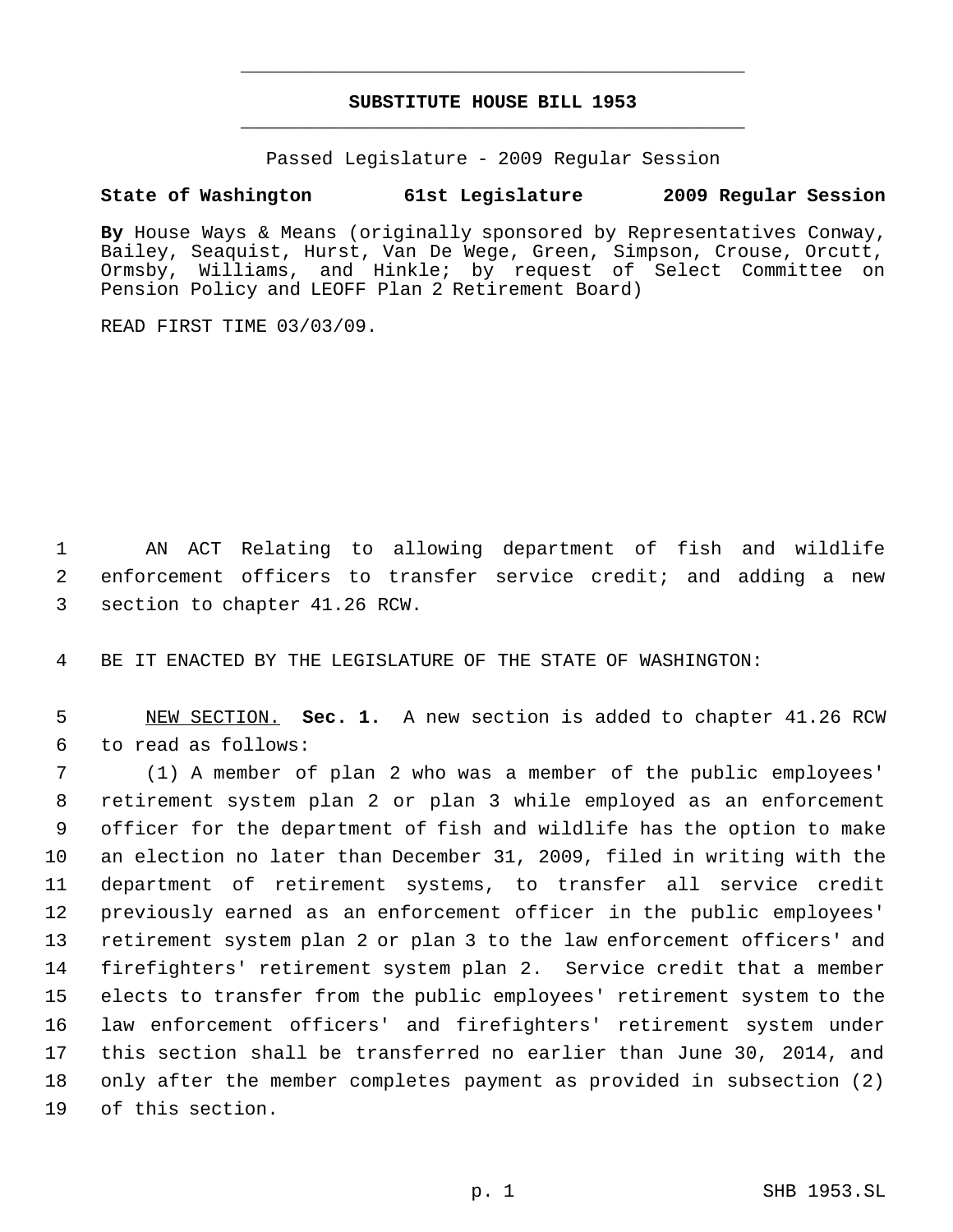**SUBSTITUTE HOUSE BILL 1953**

Passed Legislature - 2009 Regular Session

**State of Washington 61st Legislature 2009 Regular Session**

**By** House Ways & Means (originally sponsored by Representatives Conway, Bailey, Seaquist, Hurst, Van De Wege, Green, Simpson, Crouse, Orcutt, Ormsby, Williams, and Hinkle; by request of Select Committee on Pension Policy and LEOFF Plan 2 Retirement Board)

READ FIRST TIME 03/03/09.

1 AN ACT Relating to allowing department of fish and wildlife
2 enforcement officers to transfer service credit; and adding a new
3 section to chapter 41.26 RCW.

4 BE IT ENACTED BY THE LEGISLATURE OF THE STATE OF WASHINGTON:

5 NEW SECTION. **Sec. 1.** A new section is added to chapter 41.26 RCW
6 to read as follows:

7 (1) A member of plan 2 who was a member of the public employees'
8 retirement system plan 2 or plan 3 while employed as an enforcement
9 officer for the department of fish and wildlife has the option to make
10 an election no later than December 31, 2009, filed in writing with the
11 department of retirement systems, to transfer all service credit
12 previously earned as an enforcement officer in the public employees'
13 retirement system plan 2 or plan 3 to the law enforcement officers' and
14 firefighters' retirement system plan 2. Service credit that a member
15 elects to transfer from the public employees' retirement system to the
16 law enforcement officers' and firefighters' retirement system under
17 this section shall be transferred no earlier than June 30, 2014, and
18 only after the member completes payment as provided in subsection (2)
19 of this section.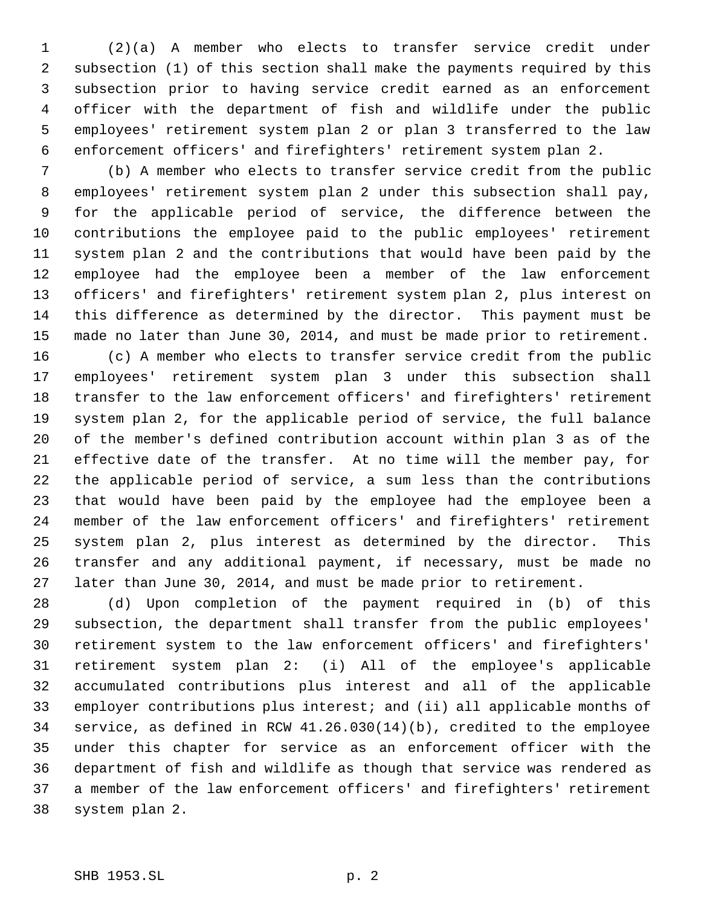(2)(a) A member who elects to transfer service credit under subsection (1) of this section shall make the payments required by this subsection prior to having service credit earned as an enforcement officer with the department of fish and wildlife under the public employees' retirement system plan 2 or plan 3 transferred to the law enforcement officers' and firefighters' retirement system plan 2.

(b) A member who elects to transfer service credit from the public employees' retirement system plan 2 under this subsection shall pay, for the applicable period of service, the difference between the contributions the employee paid to the public employees' retirement system plan 2 and the contributions that would have been paid by the employee had the employee been a member of the law enforcement officers' and firefighters' retirement system plan 2, plus interest on this difference as determined by the director. This payment must be made no later than June 30, 2014, and must be made prior to retirement.

(c) A member who elects to transfer service credit from the public employees' retirement system plan 3 under this subsection shall transfer to the law enforcement officers' and firefighters' retirement system plan 2, for the applicable period of service, the full balance of the member's defined contribution account within plan 3 as of the effective date of the transfer. At no time will the member pay, for the applicable period of service, a sum less than the contributions that would have been paid by the employee had the employee been a member of the law enforcement officers' and firefighters' retirement system plan 2, plus interest as determined by the director. This transfer and any additional payment, if necessary, must be made no later than June 30, 2014, and must be made prior to retirement.

(d) Upon completion of the payment required in (b) of this subsection, the department shall transfer from the public employees' retirement system to the law enforcement officers' and firefighters' retirement system plan 2: (i) All of the employee's applicable accumulated contributions plus interest and all of the applicable employer contributions plus interest; and (ii) all applicable months of service, as defined in RCW 41.26.030(14)(b), credited to the employee under this chapter for service as an enforcement officer with the department of fish and wildlife as though that service was rendered as a member of the law enforcement officers' and firefighters' retirement system plan 2.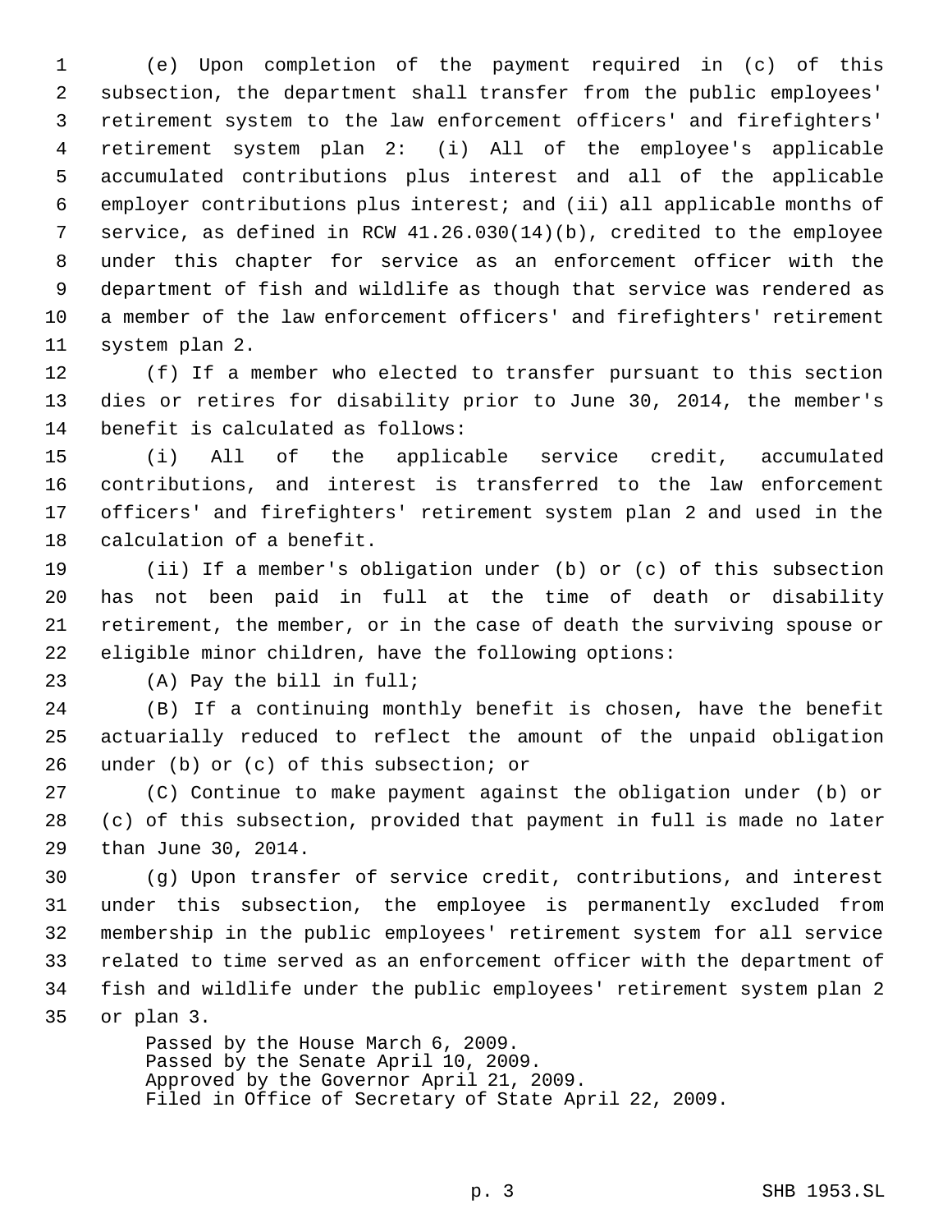(e) Upon completion of the payment required in (c) of this subsection, the department shall transfer from the public employees' retirement system to the law enforcement officers' and firefighters' retirement system plan 2: (i) All of the employee's applicable accumulated contributions plus interest and all of the applicable employer contributions plus interest; and (ii) all applicable months of service, as defined in RCW 41.26.030(14)(b), credited to the employee under this chapter for service as an enforcement officer with the department of fish and wildlife as though that service was rendered as a member of the law enforcement officers' and firefighters' retirement system plan 2.

(f) If a member who elected to transfer pursuant to this section dies or retires for disability prior to June 30, 2014, the member's benefit is calculated as follows:

(i) All of the applicable service credit, accumulated contributions, and interest is transferred to the law enforcement officers' and firefighters' retirement system plan 2 and used in the calculation of a benefit.

(ii) If a member's obligation under (b) or (c) of this subsection has not been paid in full at the time of death or disability retirement, the member, or in the case of death the surviving spouse or eligible minor children, have the following options:

(A) Pay the bill in full;

(B) If a continuing monthly benefit is chosen, have the benefit actuarially reduced to reflect the amount of the unpaid obligation under (b) or (c) of this subsection; or

(C) Continue to make payment against the obligation under (b) or (c) of this subsection, provided that payment in full is made no later than June 30, 2014.

(g) Upon transfer of service credit, contributions, and interest under this subsection, the employee is permanently excluded from membership in the public employees' retirement system for all service related to time served as an enforcement officer with the department of fish and wildlife under the public employees' retirement system plan 2 or plan 3.

Passed by the House March 6, 2009.
Passed by the Senate April 10, 2009.
Approved by the Governor April 21, 2009.
Filed in Office of Secretary of State April 22, 2009.